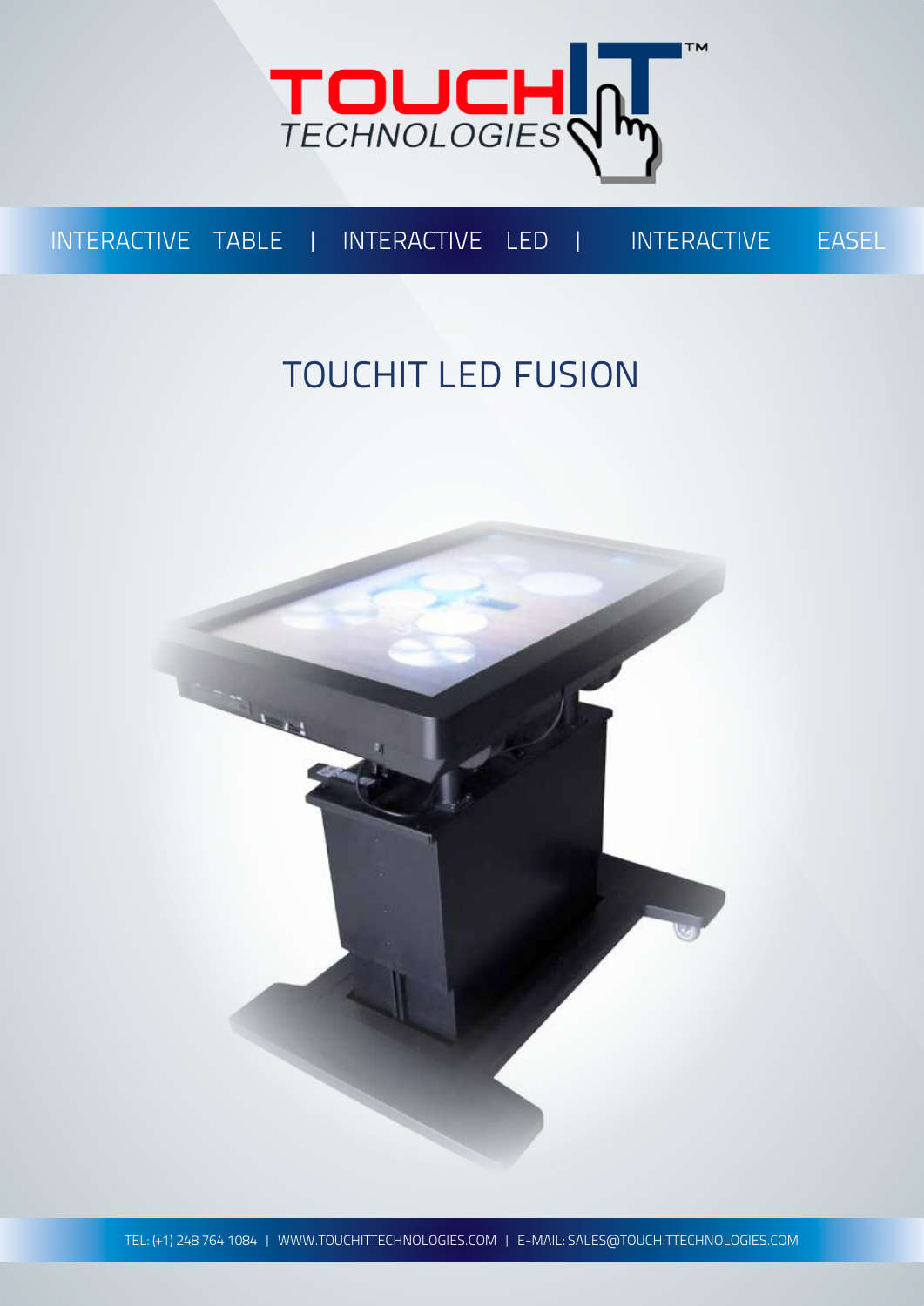TOUCH IT™ TECHNOLOGIES

INTERACTIVE TABLE | INTERACTIVE LED | INTERACTIVE EASEL

# TOUCHIT LED FUSION

TEL: (+1) 248 764 1084 | WWW.TOUCHITTECHNOLOGIES.COM | E-MAIL: SALES@TOUCHITTECHNOLOGIES.COM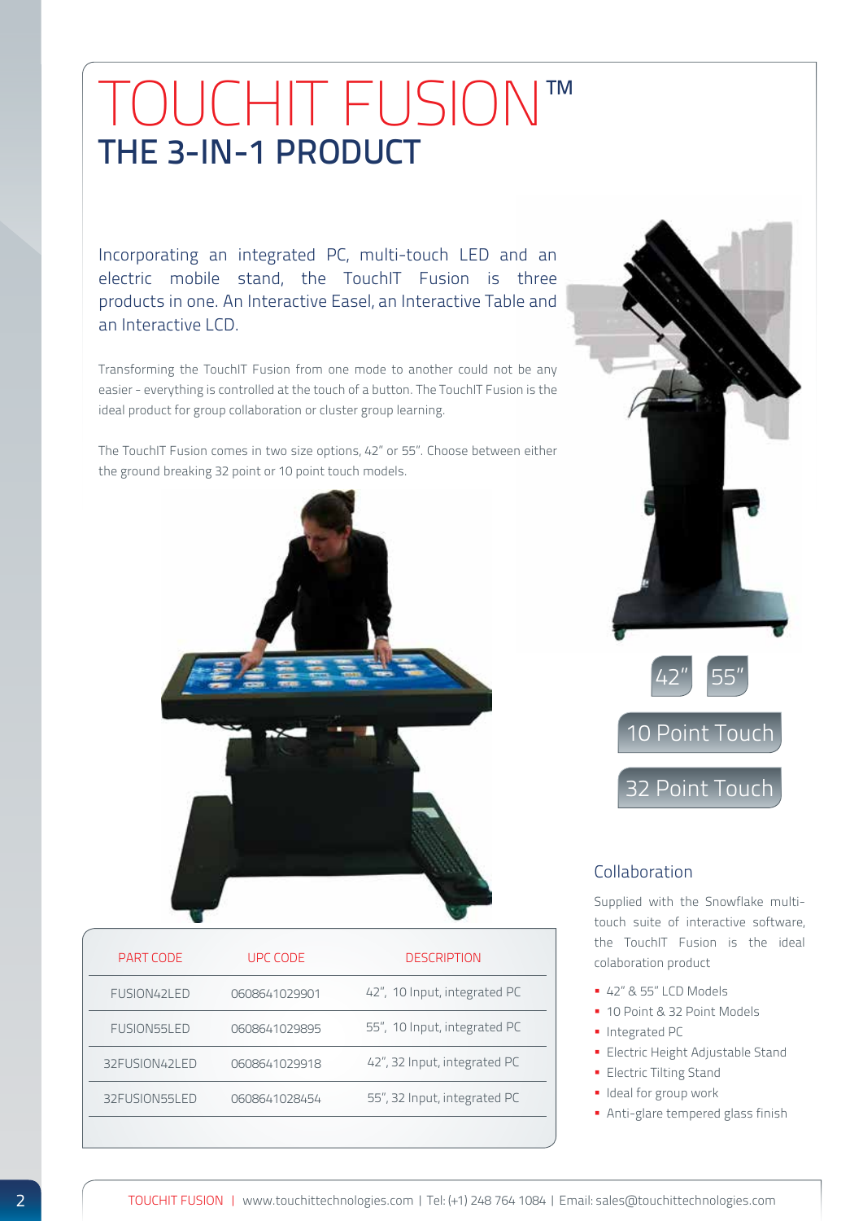# TOUCHIT FUSION™

## THE 3-IN-1 PRODUCT

Incorporating an integrated PC, multi-touch LED and an electric mobile stand, the TouchIT Fusion is three products in one. An Interactive Easel, an Interactive Table and an Interactive LCD.

Transforming the TouchIT Fusion from one mode to another could not be any easier - everything is controlled at the touch of a button. The TouchIT Fusion is the ideal product for group collaboration or cluster group learning.

The TouchIT Fusion comes in two size options, 42" or 55". Choose between either the ground breaking 32 point or 10 point touch models.

42" 55"

10 Point Touch

32 Point Touch

| PART CODE | UPC CODE | DESCRIPTION |
|---|---|---|
| FUSION42LED | 0608641029901 | 42", 10 Input, integrated PC |
| FUSION55LED | 0608641029895 | 55", 10 Input, integrated PC |
| 32FUSION42LED | 0608641029918 | 42", 32 Input, integrated PC |
| 32FUSION55LED | 0608641028454 | 55", 32 Input, integrated PC |

### Collaboration

Supplied with the Snowflake multi-touch suite of interactive software, the TouchIT Fusion is the ideal colaboration product

- 42" & 55" LCD Models
- 10 Point & 32 Point Models
- Integrated PC
- Electric Height Adjustable Stand
- Electric Tilting Stand
- Ideal for group work
- Anti-glare tempered glass finish

TOUCHIT FUSION | www.touchittechnologies.com | Tel: (+1) 248 764 1084 | Email: sales@touchittechnologies.com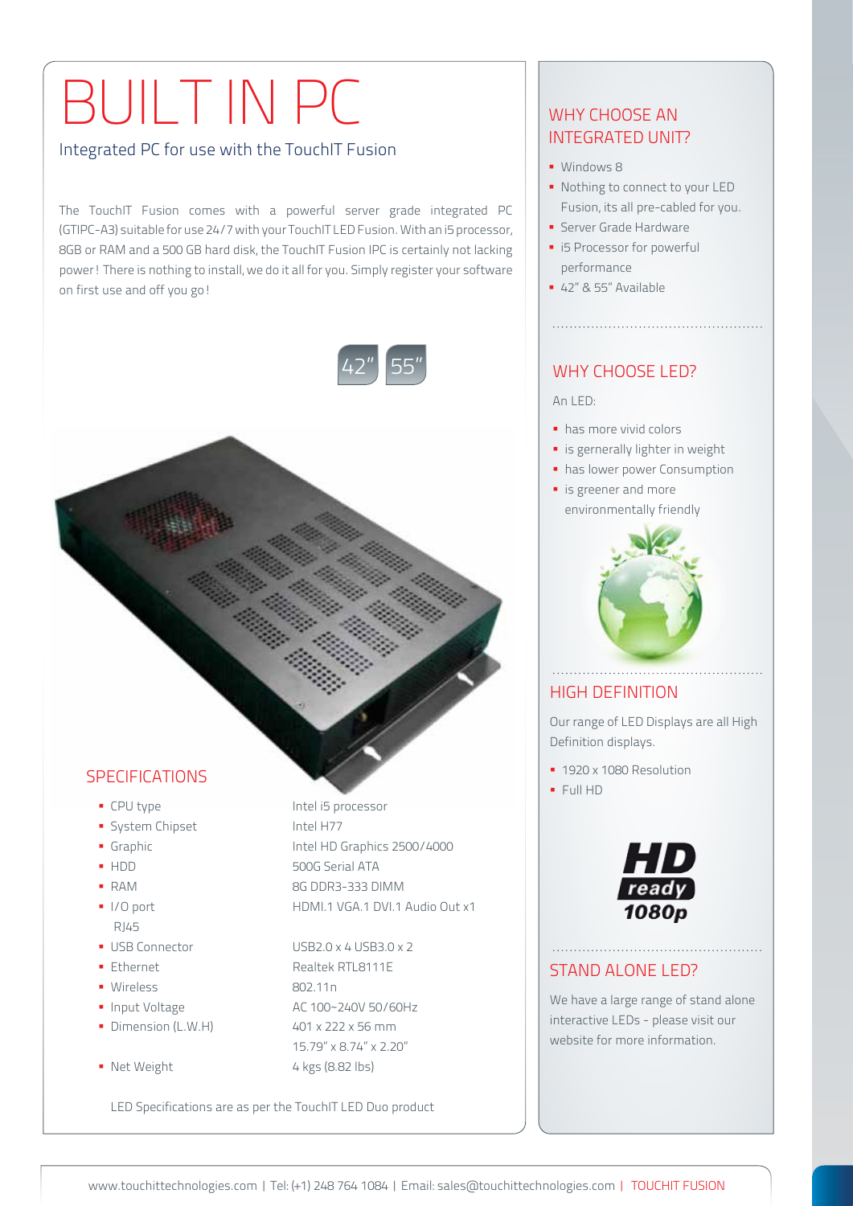# BUILT IN PC

## Integrated PC for use with the TouchIT Fusion

The TouchIT Fusion comes with a powerful server grade integrated PC (GTIPC-A3) suitable for use 24/7 with your TouchIT LED Fusion. With an i5 processor, 8GB or RAM and a 500 GB hard disk, the TouchIT Fusion IPC is certainly not lacking power! There is nothing to install, we do it all for you. Simply register your software on first use and off you go!

42" 55"

## SPECIFICATIONS

| | |
|---|---|
| ▪ CPU type | Intel i5 processor |
| ▪ System Chipset | Intel H77 |
| ▪ Graphic | Intel HD Graphics 2500/4000 |
| ▪ HDD | 500G Serial ATA |
| ▪ RAM | 8G DDR3-333 DIMM |
| ▪ I/O port RJ45 | HDMI.1 VGA.1 DVI.1 Audio Out x1 |
| ▪ USB Connector | USB2.0 x 4 USB3.0 x 2 |
| ▪ Ethernet | Realtek RTL8111E |
| ▪ Wireless | 802.11n |
| ▪ Input Voltage | AC 100~240V 50/60Hz |
| ▪ Dimension (L.W.H) | 401 x 222 x 56 mm<br>15.79" x 8.74" x 2.20" |
| ▪ Net Weight | 4 kgs (8.82 lbs) |

LED Specifications are as per the TouchIT LED Duo product

## WHY CHOOSE AN INTEGRATED UNIT?

- Windows 8
- Nothing to connect to your LED Fusion, its all pre-cabled for you.
- Server Grade Hardware
- i5 Processor for powerful performance
- 42" & 55" Available

## WHY CHOOSE LED?

An LED:

- has more vivid colors
- is gernerally lighter in weight
- has lower power Consumption
- is greener and more environmentally friendly

## HIGH DEFINITION

Our range of LED Displays are all High Definition displays.

- 1920 x 1080 Resolution
- Full HD

HD ready 1080p

## STAND ALONE LED?

We have a large range of stand alone interactive LEDs - please visit our website for more information.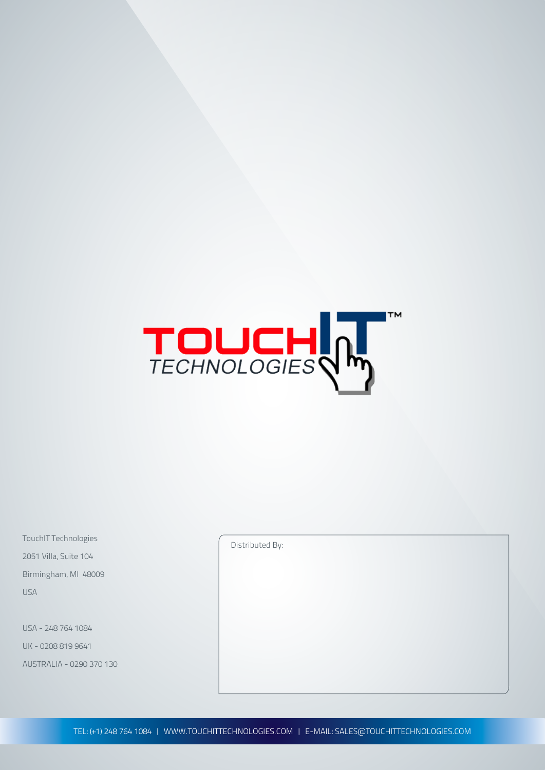TOUCHIT™
TECHNOLOGIES

TouchIT Technologies

2051 Villa, Suite 104

Birmingham, MI 48009

USA

USA - 248 764 1084

UK - 0208 819 9641

AUSTRALIA - 0290 370 130

Distributed By:

TEL: (+1) 248 764 1084 | WWW.TOUCHITTECHNOLOGIES.COM | E-MAIL: SALES@TOUCHITTECHNOLOGIES.COM